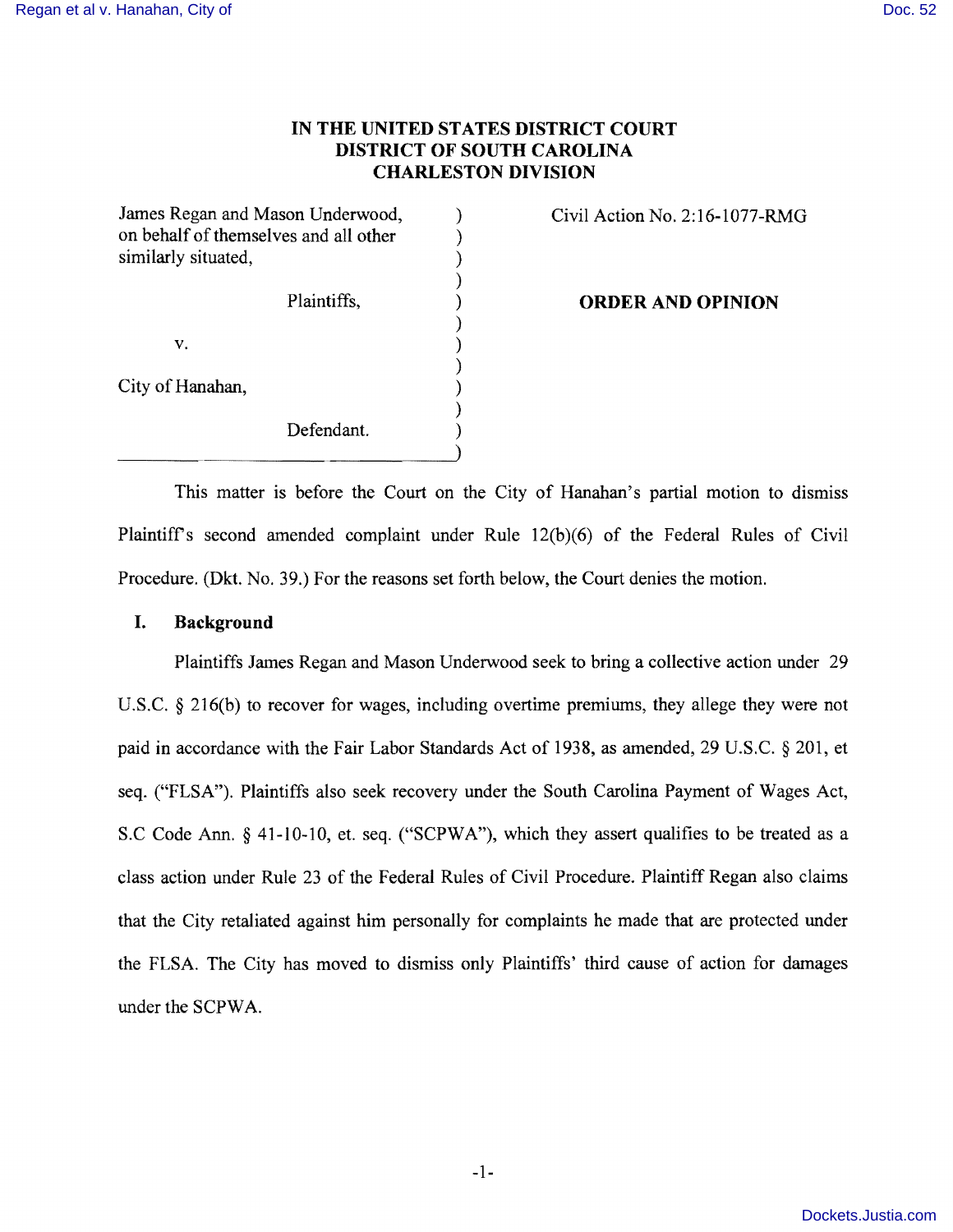# IN THE UNITED STATES DISTRICT COURT
# DISTRICT OF SOUTH CAROLINA
# CHARLESTON DIVISION

James Regan and Mason Underwood, on behalf of themselves and all other similarly situated,

Plaintiffs,

v.

City of Hanahan,

Defendant.

Civil Action No. 2:16-1077-RMG

**ORDER AND OPINION**

This matter is before the Court on the City of Hanahan's partial motion to dismiss Plaintiff's second amended complaint under Rule 12(b)(6) of the Federal Rules of Civil Procedure. (Dkt. No. 39.) For the reasons set forth below, the Court denies the motion.

## I. Background

Plaintiffs James Regan and Mason Underwood seek to bring a collective action under 29 U.S.C. § 216(b) to recover for wages, including overtime premiums, they allege they were not paid in accordance with the Fair Labor Standards Act of 1938, as amended, 29 U.S.C. § 201, et seq. ("FLSA"). Plaintiffs also seek recovery under the South Carolina Payment of Wages Act, S.C Code Ann. § 41-10-10, et. seq. ("SCPWA"), which they assert qualifies to be treated as a class action under Rule 23 of the Federal Rules of Civil Procedure. Plaintiff Regan also claims that the City retaliated against him personally for complaints he made that are protected under the FLSA. The City has moved to dismiss only Plaintiffs' third cause of action for damages under the SCPWA.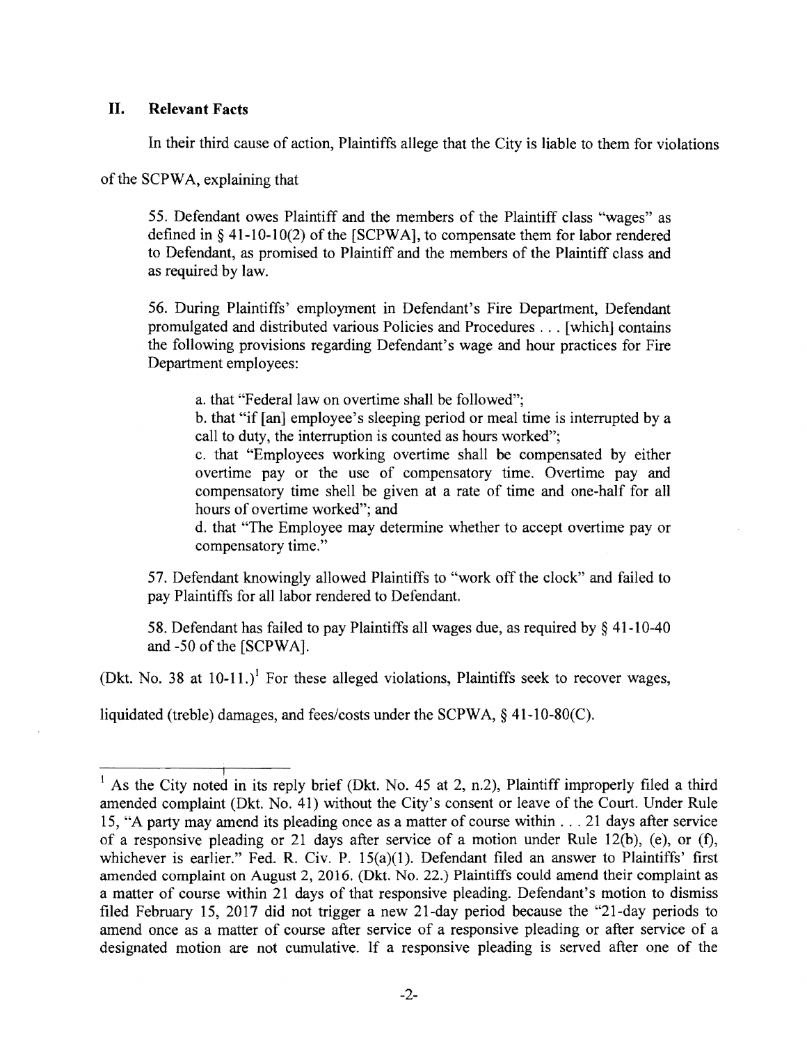## II. Relevant Facts

In their third cause of action, Plaintiffs allege that the City is liable to them for violations of the SCPWA, explaining that

> 55. Defendant owes Plaintiff and the members of the Plaintiff class "wages" as defined in § 41-10-10(2) of the [SCPWA], to compensate them for labor rendered to Defendant, as promised to Plaintiff and the members of the Plaintiff class and as required by law.
>
> 56. During Plaintiffs' employment in Defendant's Fire Department, Defendant promulgated and distributed various Policies and Procedures . . . [which] contains the following provisions regarding Defendant's wage and hour practices for Fire Department employees:
>
> a. that "Federal law on overtime shall be followed";
> b. that "if [an] employee's sleeping period or meal time is interrupted by a call to duty, the interruption is counted as hours worked";
> c. that "Employees working overtime shall be compensated by either overtime pay or the use of compensatory time. Overtime pay and compensatory time shell be given at a rate of time and one-half for all hours of overtime worked"; and
> d. that "The Employee may determine whether to accept overtime pay or compensatory time."
>
> 57. Defendant knowingly allowed Plaintiffs to "work off the clock" and failed to pay Plaintiffs for all labor rendered to Defendant.
>
> 58. Defendant has failed to pay Plaintiffs all wages due, as required by § 41-10-40 and -50 of the [SCPWA].

(Dkt. No. 38 at 10-11.)[1] For these alleged violations, Plaintiffs seek to recover wages, liquidated (treble) damages, and fees/costs under the SCPWA, § 41-10-80(C).

---

[1] As the City noted in its reply brief (Dkt. No. 45 at 2, n.2), Plaintiff improperly filed a third amended complaint (Dkt. No. 41) without the City's consent or leave of the Court. Under Rule 15, "A party may amend its pleading once as a matter of course within . . . 21 days after service of a responsive pleading or 21 days after service of a motion under Rule 12(b), (e), or (f), whichever is earlier." Fed. R. Civ. P. 15(a)(1). Defendant filed an answer to Plaintiffs' first amended complaint on August 2, 2016. (Dkt. No. 22.) Plaintiffs could amend their complaint as a matter of course within 21 days of that responsive pleading. Defendant's motion to dismiss filed February 15, 2017 did not trigger a new 21-day period because the "21-day periods to amend once as a matter of course after service of a responsive pleading or after service of a designated motion are not cumulative. If a responsive pleading is served after one of the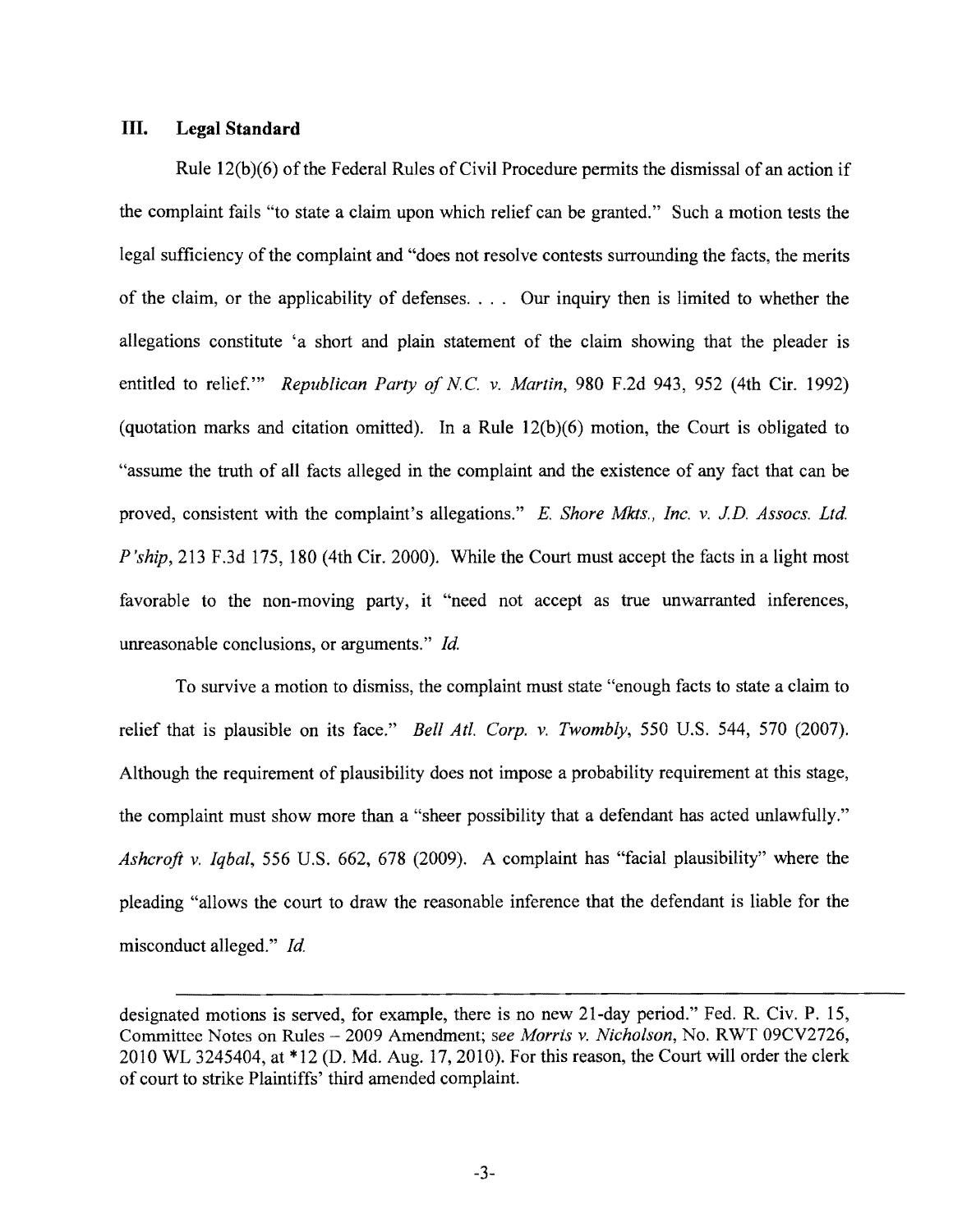## III. Legal Standard

Rule 12(b)(6) of the Federal Rules of Civil Procedure permits the dismissal of an action if the complaint fails "to state a claim upon which relief can be granted." Such a motion tests the legal sufficiency of the complaint and "does not resolve contests surrounding the facts, the merits of the claim, or the applicability of defenses. . . . Our inquiry then is limited to whether the allegations constitute 'a short and plain statement of the claim showing that the pleader is entitled to relief.'" *Republican Party of N.C. v. Martin*, 980 F.2d 943, 952 (4th Cir. 1992) (quotation marks and citation omitted). In a Rule 12(b)(6) motion, the Court is obligated to "assume the truth of all facts alleged in the complaint and the existence of any fact that can be proved, consistent with the complaint's allegations." *E. Shore Mkts., Inc. v. J.D. Assocs. Ltd. P'ship*, 213 F.3d 175, 180 (4th Cir. 2000). While the Court must accept the facts in a light most favorable to the non-moving party, it "need not accept as true unwarranted inferences, unreasonable conclusions, or arguments." *Id.*

To survive a motion to dismiss, the complaint must state "enough facts to state a claim to relief that is plausible on its face." *Bell Atl. Corp. v. Twombly*, 550 U.S. 544, 570 (2007). Although the requirement of plausibility does not impose a probability requirement at this stage, the complaint must show more than a "sheer possibility that a defendant has acted unlawfully." *Ashcroft v. Iqbal*, 556 U.S. 662, 678 (2009). A complaint has "facial plausibility" where the pleading "allows the court to draw the reasonable inference that the defendant is liable for the misconduct alleged." *Id.*

---

designated motions is served, for example, there is no new 21-day period." Fed. R. Civ. P. 15, Committee Notes on Rules – 2009 Amendment; *see Morris v. Nicholson*, No. RWT 09CV2726, 2010 WL 3245404, at *12 (D. Md. Aug. 17, 2010). For this reason, the Court will order the clerk of court to strike Plaintiffs' third amended complaint.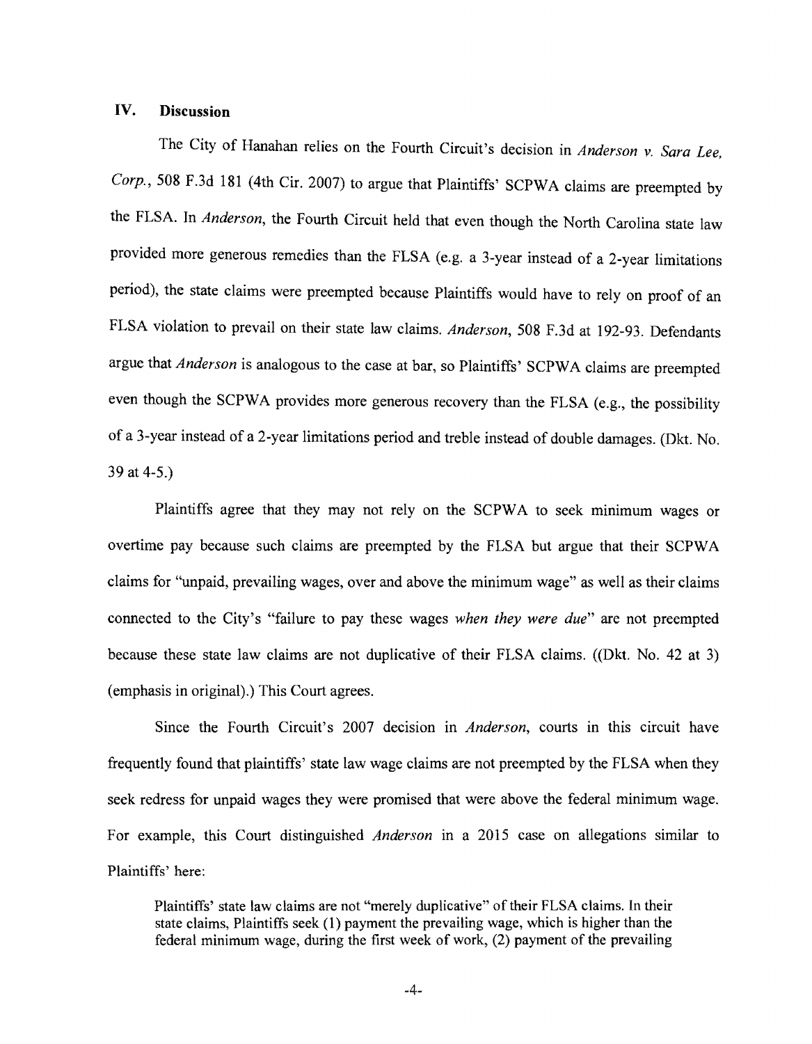## IV. Discussion

The City of Hanahan relies on the Fourth Circuit's decision in *Anderson v. Sara Lee, Corp.*, 508 F.3d 181 (4th Cir. 2007) to argue that Plaintiffs' SCPWA claims are preempted by the FLSA. In *Anderson*, the Fourth Circuit held that even though the North Carolina state law provided more generous remedies than the FLSA (e.g. a 3-year instead of a 2-year limitations period), the state claims were preempted because Plaintiffs would have to rely on proof of an FLSA violation to prevail on their state law claims. *Anderson*, 508 F.3d at 192-93. Defendants argue that *Anderson* is analogous to the case at bar, so Plaintiffs' SCPWA claims are preempted even though the SCPWA provides more generous recovery than the FLSA (e.g., the possibility of a 3-year instead of a 2-year limitations period and treble instead of double damages. (Dkt. No. 39 at 4-5.)

Plaintiffs agree that they may not rely on the SCPWA to seek minimum wages or overtime pay because such claims are preempted by the FLSA but argue that their SCPWA claims for "unpaid, prevailing wages, over and above the minimum wage" as well as their claims connected to the City's "failure to pay these wages *when they were due*" are not preempted because these state law claims are not duplicative of their FLSA claims. ((Dkt. No. 42 at 3) (emphasis in original).) This Court agrees.

Since the Fourth Circuit's 2007 decision in *Anderson*, courts in this circuit have frequently found that plaintiffs' state law wage claims are not preempted by the FLSA when they seek redress for unpaid wages they were promised that were above the federal minimum wage. For example, this Court distinguished *Anderson* in a 2015 case on allegations similar to Plaintiffs' here:

> Plaintiffs' state law claims are not "merely duplicative" of their FLSA claims. In their state claims, Plaintiffs seek (1) payment the prevailing wage, which is higher than the federal minimum wage, during the first week of work, (2) payment of the prevailing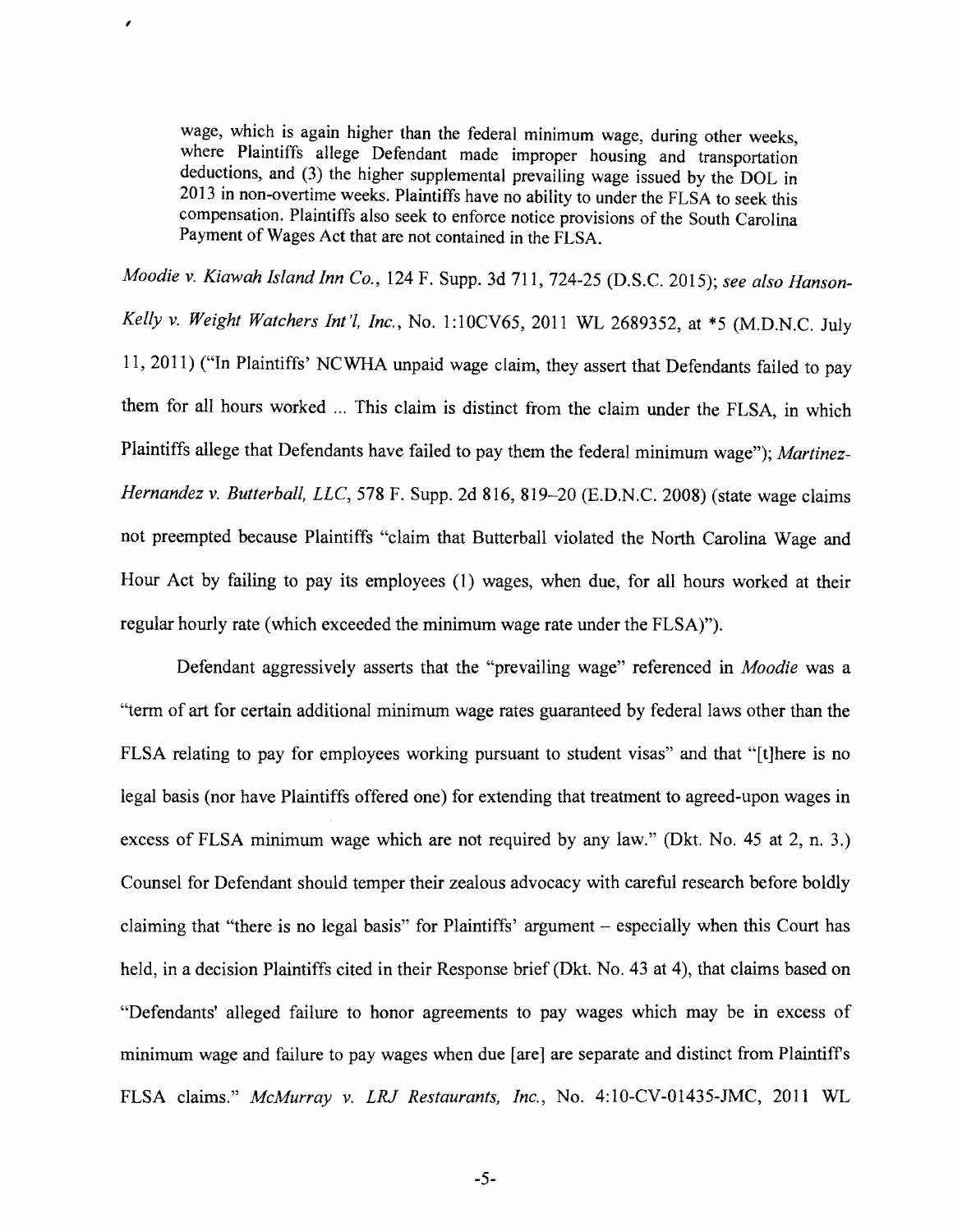> wage, which is again higher than the federal minimum wage, during other weeks, where Plaintiffs allege Defendant made improper housing and transportation deductions, and (3) the higher supplemental prevailing wage issued by the DOL in 2013 in non-overtime weeks. Plaintiffs have no ability to under the FLSA to seek this compensation. Plaintiffs also seek to enforce notice provisions of the South Carolina Payment of Wages Act that are not contained in the FLSA.

*Moodie v. Kiawah Island Inn Co.*, 124 F. Supp. 3d 711, 724-25 (D.S.C. 2015); *see also Hanson-Kelly v. Weight Watchers Int'l, Inc.*, No. 1:10CV65, 2011 WL 2689352, at *5 (M.D.N.C. July 11, 2011) ("In Plaintiffs' NCWHA unpaid wage claim, they assert that Defendants failed to pay them for all hours worked ... This claim is distinct from the claim under the FLSA, in which Plaintiffs allege that Defendants have failed to pay them the federal minimum wage"); *Martinez-Hernandez v. Butterball, LLC*, 578 F. Supp. 2d 816, 819–20 (E.D.N.C. 2008) (state wage claims not preempted because Plaintiffs "claim that Butterball violated the North Carolina Wage and Hour Act by failing to pay its employees (1) wages, when due, for all hours worked at their regular hourly rate (which exceeded the minimum wage rate under the FLSA)").

Defendant aggressively asserts that the "prevailing wage" referenced in *Moodie* was a "term of art for certain additional minimum wage rates guaranteed by federal laws other than the FLSA relating to pay for employees working pursuant to student visas" and that "[t]here is no legal basis (nor have Plaintiffs offered one) for extending that treatment to agreed-upon wages in excess of FLSA minimum wage which are not required by any law." (Dkt. No. 45 at 2, n. 3.) Counsel for Defendant should temper their zealous advocacy with careful research before boldly claiming that "there is no legal basis" for Plaintiffs' argument – especially when this Court has held, in a decision Plaintiffs cited in their Response brief (Dkt. No. 43 at 4), that claims based on "Defendants' alleged failure to honor agreements to pay wages which may be in excess of minimum wage and failure to pay wages when due [are] are separate and distinct from Plaintiff's FLSA claims." *McMurray v. LRJ Restaurants, Inc.*, No. 4:10-CV-01435-JMC, 2011 WL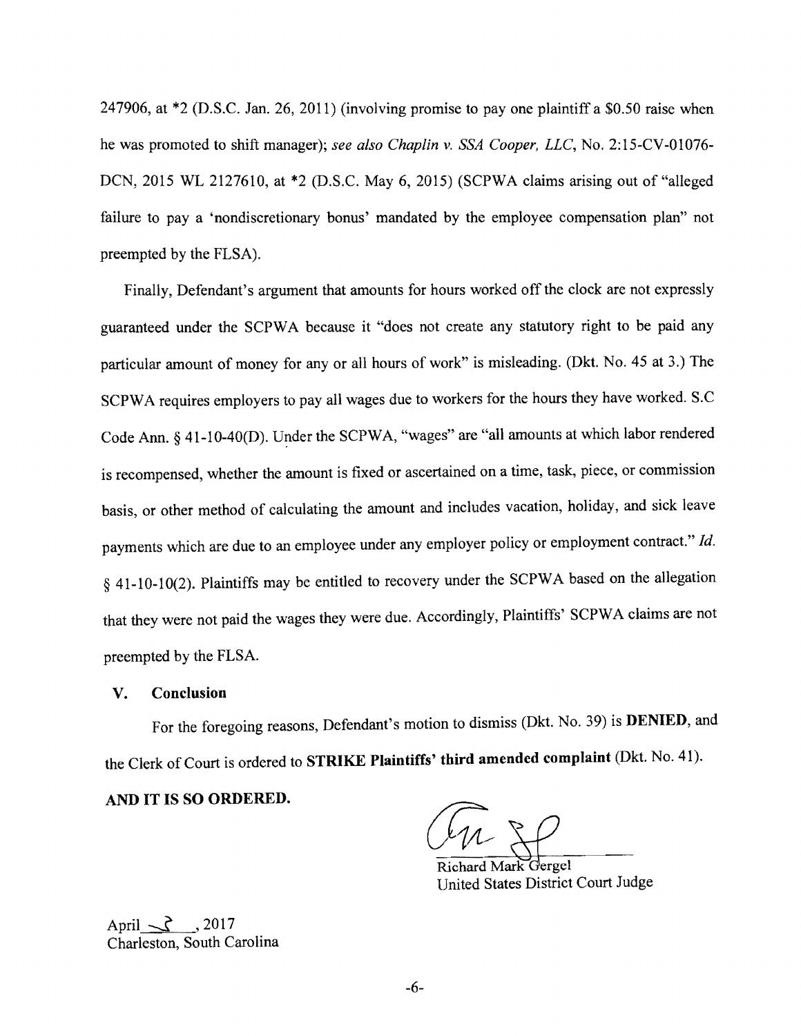247906, at *2 (D.S.C. Jan. 26, 2011) (involving promise to pay one plaintiff a $0.50 raise when he was promoted to shift manager); *see also Chaplin v. SSA Cooper, LLC*, No. 2:15-CV-01076-DCN, 2015 WL 2127610, at *2 (D.S.C. May 6, 2015) (SCPWA claims arising out of "alleged failure to pay a 'nondiscretionary bonus' mandated by the employee compensation plan" not preempted by the FLSA).

Finally, Defendant's argument that amounts for hours worked off the clock are not expressly guaranteed under the SCPWA because it "does not create any statutory right to be paid any particular amount of money for any or all hours of work" is misleading. (Dkt. No. 45 at 3.) The SCPWA requires employers to pay all wages due to workers for the hours they have worked. S.C Code Ann. § 41-10-40(D). Under the SCPWA, "wages" are "all amounts at which labor rendered is recompensed, whether the amount is fixed or ascertained on a time, task, piece, or commission basis, or other method of calculating the amount and includes vacation, holiday, and sick leave payments which are due to an employee under any employer policy or employment contract." *Id.* § 41-10-10(2). Plaintiffs may be entitled to recovery under the SCPWA based on the allegation that they were not paid the wages they were due. Accordingly, Plaintiffs' SCPWA claims are not preempted by the FLSA.

## V. Conclusion

For the foregoing reasons, Defendant's motion to dismiss (Dkt. No. 39) is **DENIED**, and the Clerk of Court is ordered to **STRIKE Plaintiffs' third amended complaint** (Dkt. No. 41).

**AND IT IS SO ORDERED.**

Richard Mark Gergel
United States District Court Judge

April 3, 2017
Charleston, South Carolina